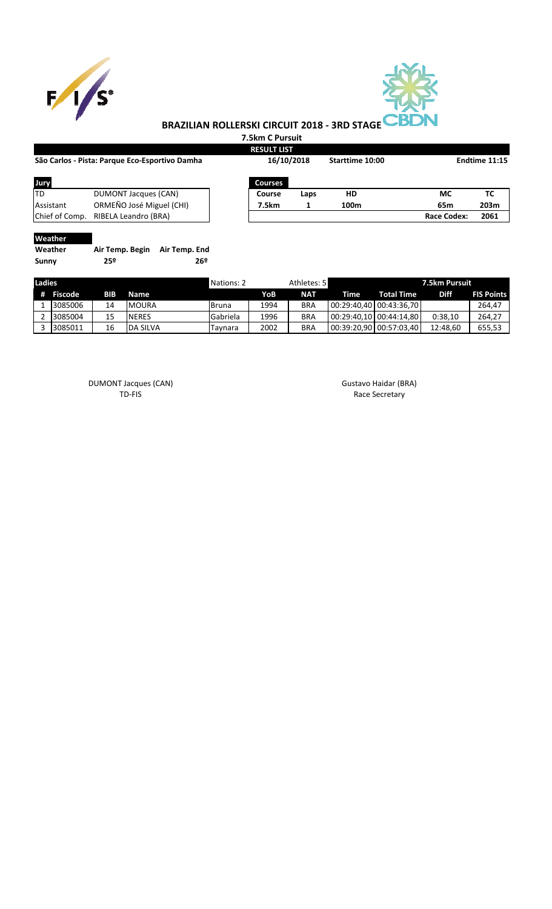# BRAZILIAN ROLLERSKI CIRCUIT 2018 - 3RD STAGE

**7.5km C Pursuit**

**RESULT LIST**

**São Carlos - Pista: Parque Eco-Esportivo Damha** | **16/10/2018** | **Starttime 10:00** | **Endtime 11:15**

| Jury | |
|---|---|
| TD | DUMONT Jacques (CAN) |
| Assistant | ORMEÑO José Miguel (CHI) |
| Chief of Comp. | RIBELA Leandro (BRA) |

| Courses | | | | |
|---|---|---|---|---|
| Course | Laps | HD | MC | TC |
| 7.5km | 1 | 100m | 65m | 203m |
| | | | Race Codex: | 2061 |

**Weather**

| Weather | Air Temp. Begin | Air Temp. End |
|---|---|---|
| Sunny | 25º | 26º |

| Ladies | | | | Nations: 2 | | Athletes: 5 | 7.5km Pursuit | | | |
|---|---|---|---|---|---|---|---|---|---|---|
| # | Fiscode | BIB | Name | | YoB | NAT | Time | Total Time | Diff | FIS Points |
| 1 | 3085006 | 14 | MOURA | Bruna | 1994 | BRA | 00:29:40,40 | 00:43:36,70 | | 264,47 |
| 2 | 3085004 | 15 | NERES | Gabriela | 1996 | BRA | 00:29:40,10 | 00:44:14,80 | 0:38,10 | 264,27 |
| 3 | 3085011 | 16 | DA SILVA | Taynara | 2002 | BRA | 00:39:20,90 | 00:57:03,40 | 12:48,60 | 655,53 |

DUMONT Jacques (CAN)
TD-FIS

Gustavo Haidar (BRA)
Race Secretary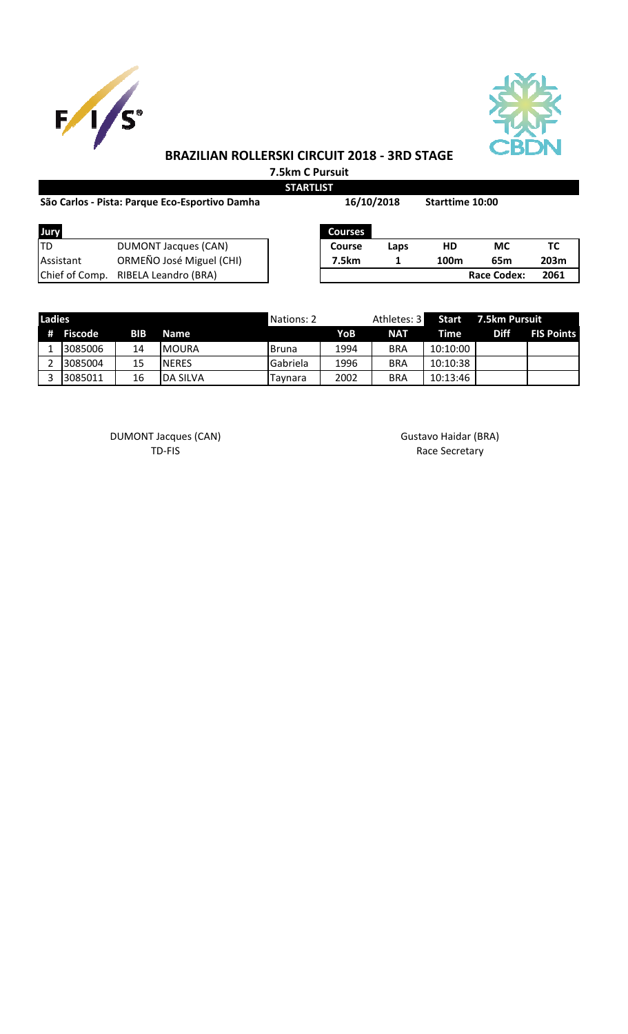# BRAZILIAN ROLLERSKI CIRCUIT 2018 - 3RD STAGE

**7.5km C Pursuit**

**STARTLIST**

**São Carlos - Pista: Parque Eco-Esportivo Damha** **16/10/2018** **Starttime 10:00**

| Jury | |
|---|---|
| TD | DUMONT Jacques (CAN) |
| Assistant | ORMEÑO José Miguel (CHI) |
| Chief of Comp. | RIBELA Leandro (BRA) |

| Courses | | | | |
|---|---|---|---|---|
| **Course** | **Laps** | **HD** | **MC** | **TC** |
| **7.5km** | **1** | **100m** | **65m** | **203m** |
| | | | **Race Codex:** | **2061** |

| Ladies | | | Nations: 2 | | | Athletes: 3 | Start | 7.5km Pursuit | |
|---|---|---|---|---|---|---|---|---|---|
| **#** | **Fiscode** | **BIB** | **Name** | | **YoB** | **NAT** | **Time** | **Diff** | **FIS Points** |
| 1 | 3085006 | 14 | MOURA | Bruna | 1994 | BRA | 10:10:00 | | |
| 2 | 3085004 | 15 | NERES | Gabriela | 1996 | BRA | 10:10:38 | | |
| 3 | 3085011 | 16 | DA SILVA | Taynara | 2002 | BRA | 10:13:46 | | |

DUMONT Jacques (CAN)
TD-FIS

Gustavo Haidar (BRA)
Race Secretary